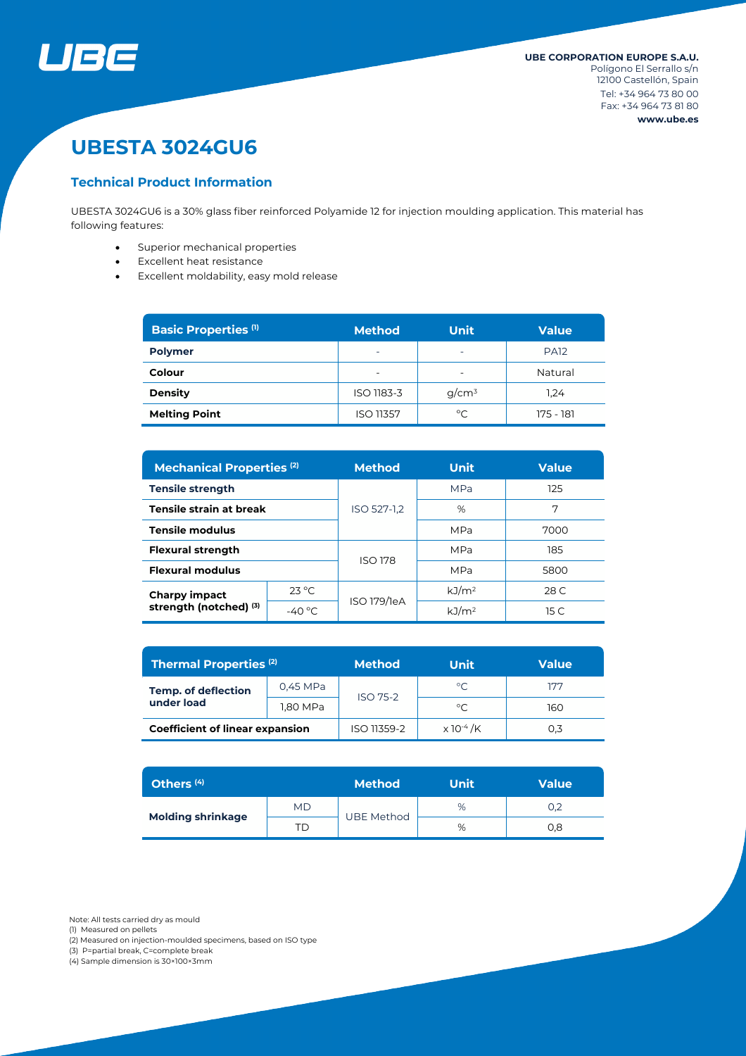UBE CORPORATION EUROPE S.A.U.
Polígono El Serrallo s/n
12100 Castellón, Spain
Tel: +34 964 73 80 00
Fax: +34 964 73 81 80
www.ube.es

# UBESTA 3024GU6

## Technical Product Information

UBESTA 3024GU6 is a 30% glass fiber reinforced Polyamide 12 for injection moulding application. This material has following features:

- Superior mechanical properties
- Excellent heat resistance
- Excellent moldability, easy mold release

| Basic Properties (1) | Method | Unit | Value |
|---|---|---|---|
| **Polymer** | - | - | PA12 |
| **Colour** | - | - | Natural |
| **Density** | ISO 1183-3 | g/cm³ | 1,24 |
| **Melting Point** | ISO 11357 | °C | 175 - 181 |

| Mechanical Properties (2) | | Method | Unit | Value |
|---|---|---|---|---|
| **Tensile strength** | | ISO 527-1,2 | MPa | 125 |
| **Tensile strain at break** | | | % | 7 |
| **Tensile modulus** | | | MPa | 7000 |
| **Flexural strength** | | ISO 178 | MPa | 185 |
| **Flexural modulus** | | | MPa | 5800 |
| **Charpy impact strength (notched) (3)** | 23 °C | ISO 179/1eA | kJ/m² | 28 C |
| | -40 °C | | kJ/m² | 15 C |

| Thermal Properties (2) | | Method | Unit | Value |
|---|---|---|---|---|
| **Temp. of deflection under load** | 0,45 MPa | ISO 75-2 | °C | 177 |
| | 1,80 MPa | | °C | 160 |
| **Coefficient of linear expansion** | | ISO 11359-2 | $\times 10^{-4}$ /K | 0,3 |

| Others (4) | | Method | Unit | Value |
|---|---|---|---|---|
| **Molding shrinkage** | MD | UBE Method | % | 0,2 |
| | TD | | % | 0,8 |

Note: All tests carried dry as mould
(1) Measured on pellets
(2) Measured on injection-moulded specimens, based on ISO type
(3) P=partial break, C=complete break
(4) Sample dimension is 30×100×3mm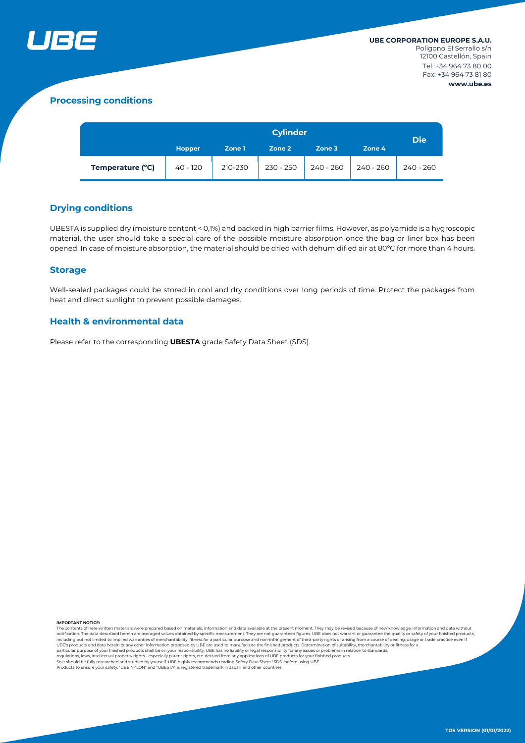UBE CORPORATION EUROPE S.A.U.
Polígono El Serrallo s/n
12100 Castellón, Spain
Tel: +34 964 73 80 00
Fax: +34 964 73 81 80
www.ube.es

## Processing conditions

| | Cylinder | | | | | Die |
|---|---|---|---|---|---|---|
| | Hopper | Zone 1 | Zone 2 | Zone 3 | Zone 4 | |
| **Temperature (°C)** | 40 - 120 | 210-230 | 230 - 250 | 240 - 260 | 240 - 260 | 240 - 260 |

## Drying conditions

UBESTA is supplied dry (moisture content < 0,1%) and packed in high barrier films. However, as polyamide is a hygroscopic material, the user should take a special care of the possible moisture absorption once the bag or liner box has been opened. In case of moisture absorption, the material should be dried with dehumidified air at 80°C for more than 4 hours.

## Storage

Well-sealed packages could be stored in cool and dry conditions over long periods of time. Protect the packages from heat and direct sunlight to prevent possible damages.

## Health & environmental data

Please refer to the corresponding **UBESTA** grade Safety Data Sheet (SDS).

**IMPORTANT NOTICE:**
The contents of here written materials were prepared based on materials, information and data available at the present moment. They may be revised because of new knowledge, information and data without notification. The data described herein are averaged values obtained by specific measurement. They are not guaranteed figures. UBE does not warrant or guarantee the quality or safety of your finished products, including but not limited to implied warranties of merchantability, fitness for a particular purpose and non-infringement of third-party rights or arising from a course of dealing, usage or trade practice even if UBE's products and data herein or any other information proposed by UBE are used to manufacture the finished products. Determination of suitability, merchantability or fitness for a particular purpose of your finished products shall be on your responsibility. UBE has no liability or legal responsibility for any issues or problems in relation to standards, regulations, laws, intellectual property rights - especially patent rights, etc. derived from any applications of UBE products for your finished products.
So it should be fully researched and studied by yourself. UBE highly recommends reading Safety Data Sheet "SDS" before using UBE Products to ensure your safety. "UBE NYLON" and "UBESTA" is registered trademark in Japan and other countries.

TDS VERSION (01/01/2022)